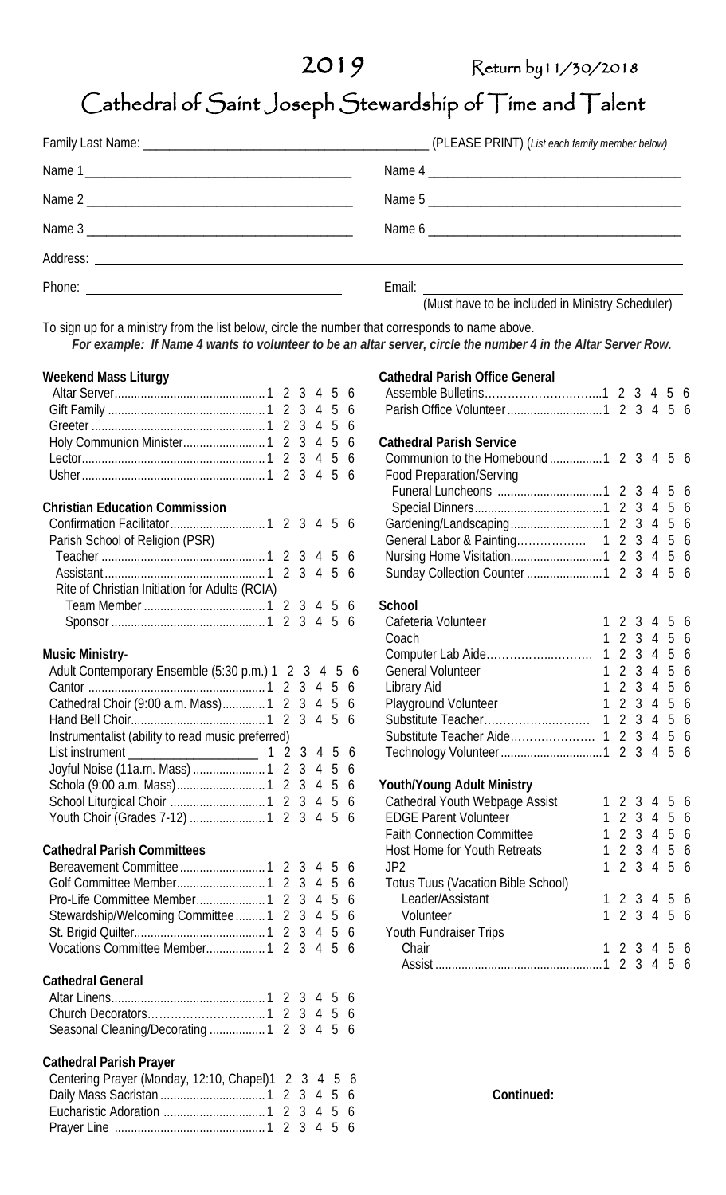2019 Return by 11/30/2018

# Cathedral of Saint Joseph Stewardship of Time and Talent

Family Last Name: ______________________________ (PLEASE PRINT) (*List each family member below*)

Name 1 ______________________________ Name 4 ______________________________

Name 2 ______________________________ Name 5 ______________________________

Name 3 ______________________________ Name 6 ______________________________

Address: ______________________________

Phone: ______________________________ Email: ______________________________
(Must have to be included in Ministry Scheduler)

To sign up for a ministry from the list below, circle the number that corresponds to name above.
***For example: If Name 4 wants to volunteer to be an altar server, circle the number 4 in the Altar Server Row.***

**Weekend Mass Liturgy**
- Altar Server.......1 2 3 4 5 6
- Gift Family.......1 2 3 4 5 6
- Greeter.......1 2 3 4 5 6
- Holy Communion Minister.......1 2 3 4 5 6
- Lector.......1 2 3 4 5 6
- Usher.......1 2 3 4 5 6

**Christian Education Commission**
- Confirmation Facilitator.......1 2 3 4 5 6
- Parish School of Religion (PSR)
  - Teacher.......1 2 3 4 5 6
  - Assistant.......1 2 3 4 5 6
- Rite of Christian Initiation for Adults (RCIA)
  - Team Member.......1 2 3 4 5 6
  - Sponsor.......1 2 3 4 5 6

**Music Ministry**-
- Adult Contemporary Ensemble (5:30 p.m.) 1 2 3 4 5 6
- Cantor.......1 2 3 4 5 6
- Cathedral Choir (9:00 a.m. Mass).......1 2 3 4 5 6
- Hand Bell Choir.......1 2 3 4 5 6
- Instrumentalist (ability to read music preferred)
- List instrument ______________ 1 2 3 4 5 6
- Joyful Noise (11a.m. Mass).......1 2 3 4 5 6
- Schola (9:00 a.m. Mass).......1 2 3 4 5 6
- School Liturgical Choir.......1 2 3 4 5 6
- Youth Choir (Grades 7-12).......1 2 3 4 5 6

**Cathedral Parish Committees**
- Bereavement Committee.......1 2 3 4 5 6
- Golf Committee Member.......1 2 3 4 5 6
- Pro-Life Committee Member.......1 2 3 4 5 6
- Stewardship/Welcoming Committee.......1 2 3 4 5 6
- St. Brigid Quilter.......1 2 3 4 5 6
- Vocations Committee Member.......1 2 3 4 5 6

**Cathedral General**
- Altar Linens.......1 2 3 4 5 6
- Church Decorators.......1 2 3 4 5 6
- Seasonal Cleaning/Decorating.......1 2 3 4 5 6

**Cathedral Parish Prayer**
- Centering Prayer (Monday, 12:10, Chapel) 1 2 3 4 5 6
- Daily Mass Sacristan.......1 2 3 4 5 6
- Eucharistic Adoration.......1 2 3 4 5 6
- Prayer Line.......1 2 3 4 5 6

**Cathedral Parish Office General**
- Assemble Bulletins.......1 2 3 4 5 6
- Parish Office Volunteer.......1 2 3 4 5 6

**Cathedral Parish Service**
- Communion to the Homebound.......1 2 3 4 5 6
- Food Preparation/Serving
  - Funeral Luncheons.......1 2 3 4 5 6
  - Special Dinners.......1 2 3 4 5 6
- Gardening/Landscaping.......1 2 3 4 5 6
- General Labor & Painting.......1 2 3 4 5 6
- Nursing Home Visitation.......1 2 3 4 5 6
- Sunday Collection Counter.......1 2 3 4 5 6

**School**
- Cafeteria Volunteer 1 2 3 4 5 6
- Coach 1 2 3 4 5 6
- Computer Lab Aide.......1 2 3 4 5 6
- General Volunteer 1 2 3 4 5 6
- Library Aid 1 2 3 4 5 6
- Playground Volunteer 1 2 3 4 5 6
- Substitute Teacher.......1 2 3 4 5 6
- Substitute Teacher Aide.......1 2 3 4 5 6
- Technology Volunteer.......1 2 3 4 5 6

**Youth/Young Adult Ministry**
- Cathedral Youth Webpage Assist 1 2 3 4 5 6
- EDGE Parent Volunteer 1 2 3 4 5 6
- Faith Connection Committee 1 2 3 4 5 6
- Host Home for Youth Retreats 1 2 3 4 5 6
- JP2 1 2 3 4 5 6
- Totus Tuus (Vacation Bible School)
  - Leader/Assistant 1 2 3 4 5 6
  - Volunteer 1 2 3 4 5 6
- Youth Fundraiser Trips
  - Chair 1 2 3 4 5 6
  - Assist.......1 2 3 4 5 6

**Continued:**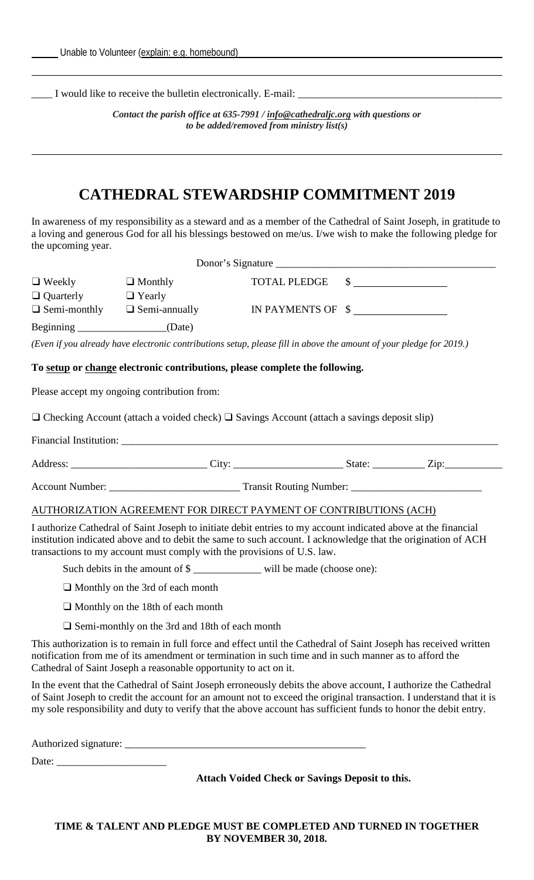_____ Unable to Volunteer (explain: e.g. homebound)

____ I would like to receive the bulletin electronically. E-mail: ______________________________________

*Contact the parish office at 635-7991 / info@cathedraljc.org with questions or to be added/removed from ministry list(s)*

# CATHEDRAL STEWARDSHIP COMMITMENT 2019

In awareness of my responsibility as a steward and as a member of the Cathedral of Saint Joseph, in gratitude to a loving and generous God for all his blessings bestowed on me/us. I/we wish to make the following pledge for the upcoming year.

Donor's Signature ________________________________________

❑ Weekly ❑ Monthly TOTAL PLEDGE $ ________________

❑ Quarterly ❑ Yearly

❑ Semi-monthly ❑ Semi-annually IN PAYMENTS OF $ ________________

Beginning ________________(Date)

*(Even if you already have electronic contributions setup, please fill in above the amount of your pledge for 2019.)*

**To setup or change electronic contributions, please complete the following.**

Please accept my ongoing contribution from:

❑ Checking Account (attach a voided check) ❑ Savings Account (attach a savings deposit slip)

Financial Institution: ______________________________________________________________________

Address: _________________________ City: _____________________ State: __________ Zip:___________

Account Number: ________________________ Transit Routing Number: ________________________

AUTHORIZATION AGREEMENT FOR DIRECT PAYMENT OF CONTRIBUTIONS (ACH)

I authorize Cathedral of Saint Joseph to initiate debit entries to my account indicated above at the financial institution indicated above and to debit the same to such account. I acknowledge that the origination of ACH transactions to my account must comply with the provisions of U.S. law.

Such debits in the amount of $ _____________ will be made (choose one):

❑ Monthly on the 3rd of each month

❑ Monthly on the 18th of each month

❑ Semi-monthly on the 3rd and 18th of each month

This authorization is to remain in full force and effect until the Cathedral of Saint Joseph has received written notification from me of its amendment or termination in such time and in such manner as to afford the Cathedral of Saint Joseph a reasonable opportunity to act on it.

In the event that the Cathedral of Saint Joseph erroneously debits the above account, I authorize the Cathedral of Saint Joseph to credit the account for an amount not to exceed the original transaction. I understand that it is my sole responsibility and duty to verify that the above account has sufficient funds to honor the debit entry.

Authorized signature: ______________________________________________

Date: ____________________

**Attach Voided Check or Savings Deposit to this.**

**TIME & TALENT AND PLEDGE MUST BE COMPLETED AND TURNED IN TOGETHER BY NOVEMBER 30, 2018.**